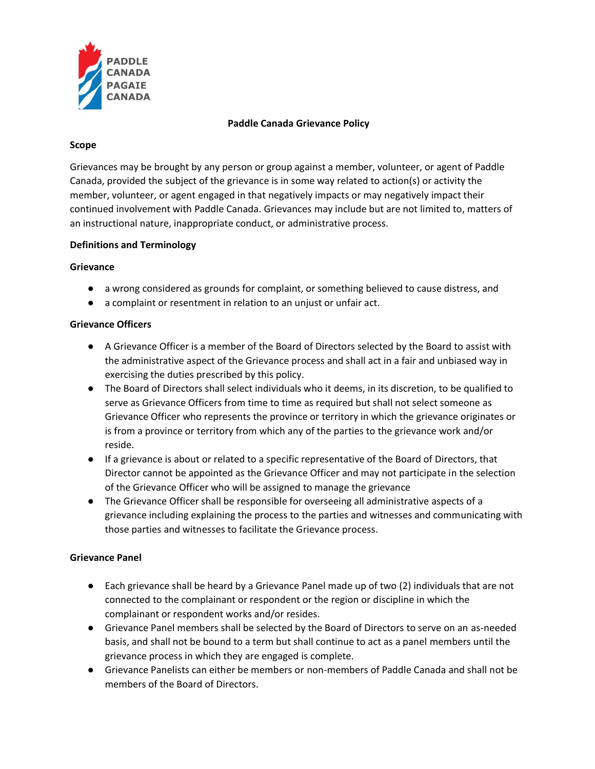PADDLE CANADA
PAGAIE CANADA

# Paddle Canada Grievance Policy

## Scope

Grievances may be brought by any person or group against a member, volunteer, or agent of Paddle Canada, provided the subject of the grievance is in some way related to action(s) or activity the member, volunteer, or agent engaged in that negatively impacts or may negatively impact their continued involvement with Paddle Canada. Grievances may include but are not limited to, matters of an instructional nature, inappropriate conduct, or administrative process.

## Definitions and Terminology

### Grievance

- a wrong considered as grounds for complaint, or something believed to cause distress, and
- a complaint or resentment in relation to an unjust or unfair act.

### Grievance Officers

- A Grievance Officer is a member of the Board of Directors selected by the Board to assist with the administrative aspect of the Grievance process and shall act in a fair and unbiased way in exercising the duties prescribed by this policy.
- The Board of Directors shall select individuals who it deems, in its discretion, to be qualified to serve as Grievance Officers from time to time as required but shall not select someone as Grievance Officer who represents the province or territory in which the grievance originates or is from a province or territory from which any of the parties to the grievance work and/or reside.
- If a grievance is about or related to a specific representative of the Board of Directors, that Director cannot be appointed as the Grievance Officer and may not participate in the selection of the Grievance Officer who will be assigned to manage the grievance
- The Grievance Officer shall be responsible for overseeing all administrative aspects of a grievance including explaining the process to the parties and witnesses and communicating with those parties and witnesses to facilitate the Grievance process.

### Grievance Panel

- Each grievance shall be heard by a Grievance Panel made up of two (2) individuals that are not connected to the complainant or respondent or the region or discipline in which the complainant or respondent works and/or resides.
- Grievance Panel members shall be selected by the Board of Directors to serve on an as-needed basis, and shall not be bound to a term but shall continue to act as a panel members until the grievance process in which they are engaged is complete.
- Grievance Panelists can either be members or non-members of Paddle Canada and shall not be members of the Board of Directors.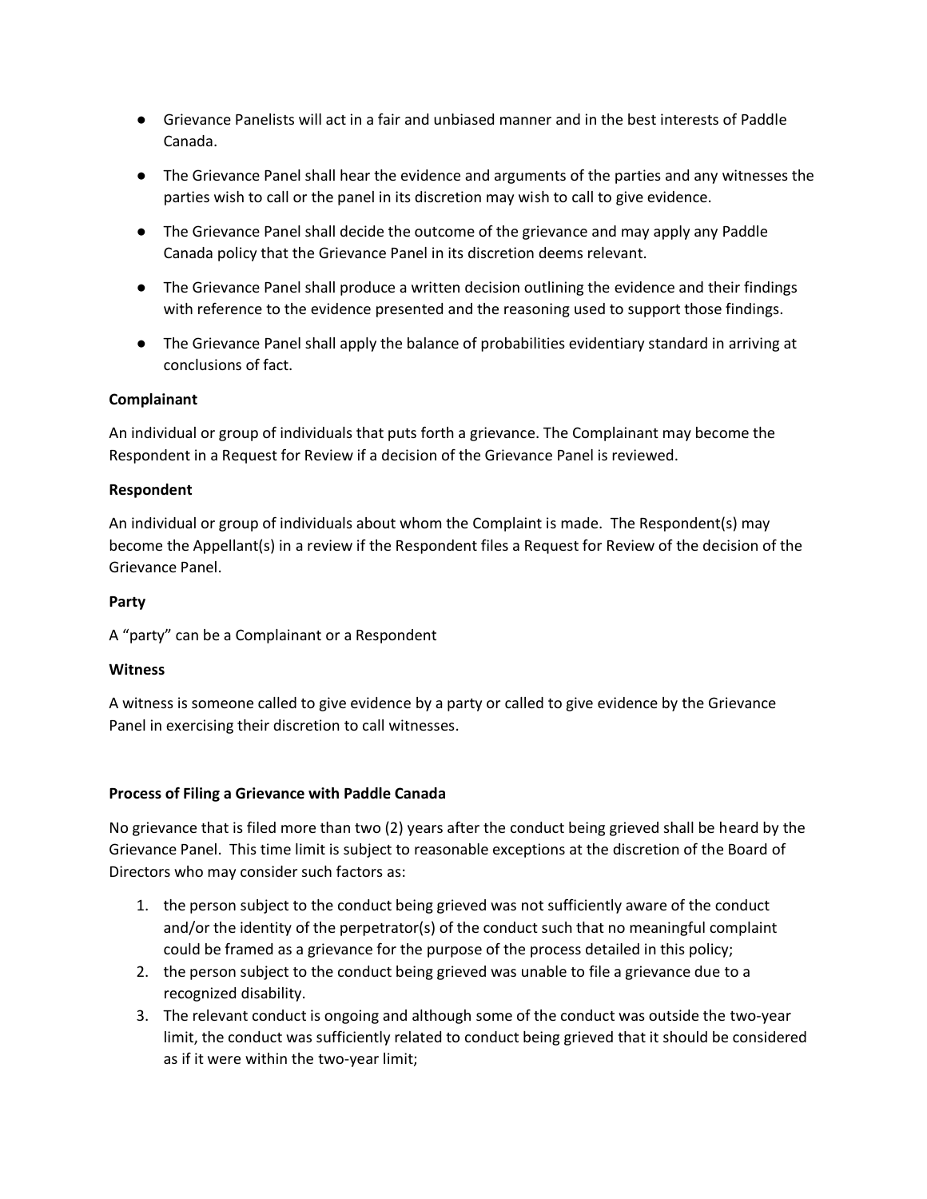- Grievance Panelists will act in a fair and unbiased manner and in the best interests of Paddle Canada.
- The Grievance Panel shall hear the evidence and arguments of the parties and any witnesses the parties wish to call or the panel in its discretion may wish to call to give evidence.
- The Grievance Panel shall decide the outcome of the grievance and may apply any Paddle Canada policy that the Grievance Panel in its discretion deems relevant.
- The Grievance Panel shall produce a written decision outlining the evidence and their findings with reference to the evidence presented and the reasoning used to support those findings.
- The Grievance Panel shall apply the balance of probabilities evidentiary standard in arriving at conclusions of fact.

**Complainant**

An individual or group of individuals that puts forth a grievance. The Complainant may become the Respondent in a Request for Review if a decision of the Grievance Panel is reviewed.

**Respondent**

An individual or group of individuals about whom the Complaint is made. The Respondent(s) may become the Appellant(s) in a review if the Respondent files a Request for Review of the decision of the Grievance Panel.

**Party**

A "party" can be a Complainant or a Respondent

**Witness**

A witness is someone called to give evidence by a party or called to give evidence by the Grievance Panel in exercising their discretion to call witnesses.

**Process of Filing a Grievance with Paddle Canada**

No grievance that is filed more than two (2) years after the conduct being grieved shall be heard by the Grievance Panel. This time limit is subject to reasonable exceptions at the discretion of the Board of Directors who may consider such factors as:

1. the person subject to the conduct being grieved was not sufficiently aware of the conduct and/or the identity of the perpetrator(s) of the conduct such that no meaningful complaint could be framed as a grievance for the purpose of the process detailed in this policy;
2. the person subject to the conduct being grieved was unable to file a grievance due to a recognized disability.
3. The relevant conduct is ongoing and although some of the conduct was outside the two-year limit, the conduct was sufficiently related to conduct being grieved that it should be considered as if it were within the two-year limit;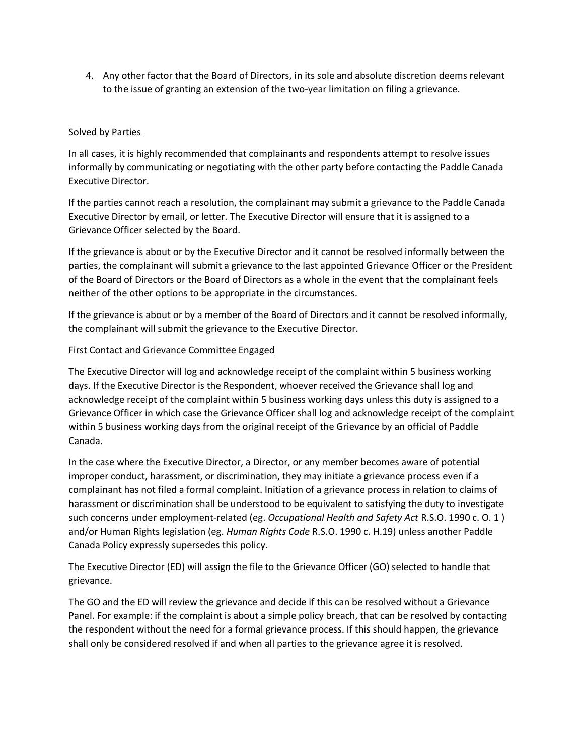4. Any other factor that the Board of Directors, in its sole and absolute discretion deems relevant to the issue of granting an extension of the two-year limitation on filing a grievance.

<u>Solved by Parties</u>

In all cases, it is highly recommended that complainants and respondents attempt to resolve issues informally by communicating or negotiating with the other party before contacting the Paddle Canada Executive Director.

If the parties cannot reach a resolution, the complainant may submit a grievance to the Paddle Canada Executive Director by email, or letter. The Executive Director will ensure that it is assigned to a Grievance Officer selected by the Board.

If the grievance is about or by the Executive Director and it cannot be resolved informally between the parties, the complainant will submit a grievance to the last appointed Grievance Officer or the President of the Board of Directors or the Board of Directors as a whole in the event that the complainant feels neither of the other options to be appropriate in the circumstances.

If the grievance is about or by a member of the Board of Directors and it cannot be resolved informally, the complainant will submit the grievance to the Executive Director.

<u>First Contact and Grievance Committee Engaged</u>

The Executive Director will log and acknowledge receipt of the complaint within 5 business working days. If the Executive Director is the Respondent, whoever received the Grievance shall log and acknowledge receipt of the complaint within 5 business working days unless this duty is assigned to a Grievance Officer in which case the Grievance Officer shall log and acknowledge receipt of the complaint within 5 business working days from the original receipt of the Grievance by an official of Paddle Canada.

In the case where the Executive Director, a Director, or any member becomes aware of potential improper conduct, harassment, or discrimination, they may initiate a grievance process even if a complainant has not filed a formal complaint. Initiation of a grievance process in relation to claims of harassment or discrimination shall be understood to be equivalent to satisfying the duty to investigate such concerns under employment-related (eg. *Occupational Health and Safety Act* R.S.O. 1990 c. O. 1 ) and/or Human Rights legislation (eg. *Human Rights Code* R.S.O. 1990 c. H.19) unless another Paddle Canada Policy expressly supersedes this policy.

The Executive Director (ED) will assign the file to the Grievance Officer (GO) selected to handle that grievance.

The GO and the ED will review the grievance and decide if this can be resolved without a Grievance Panel. For example: if the complaint is about a simple policy breach, that can be resolved by contacting the respondent without the need for a formal grievance process. If this should happen, the grievance shall only be considered resolved if and when all parties to the grievance agree it is resolved.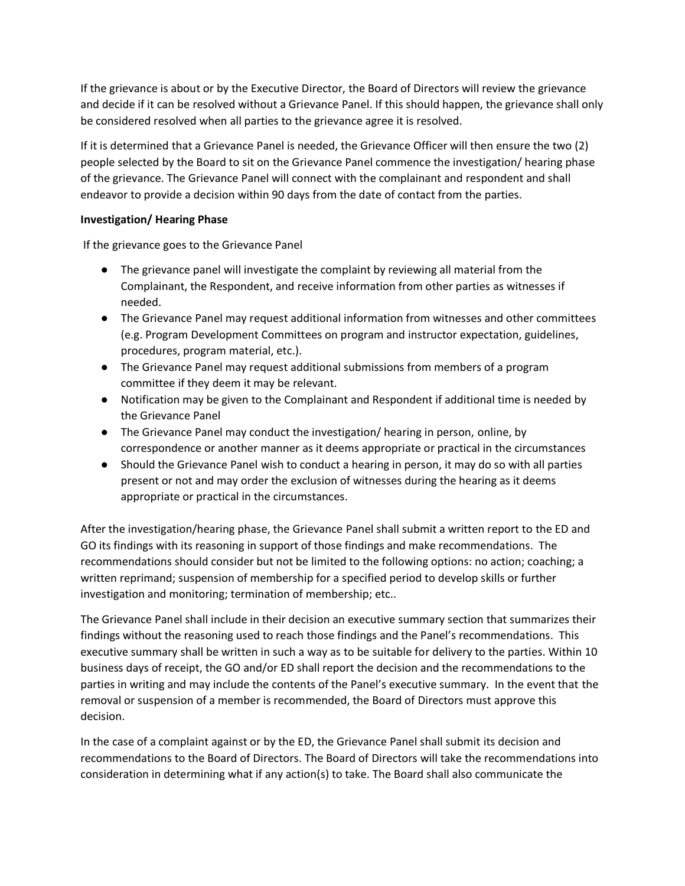If the grievance is about or by the Executive Director, the Board of Directors will review the grievance and decide if it can be resolved without a Grievance Panel. If this should happen, the grievance shall only be considered resolved when all parties to the grievance agree it is resolved.

If it is determined that a Grievance Panel is needed, the Grievance Officer will then ensure the two (2) people selected by the Board to sit on the Grievance Panel commence the investigation/ hearing phase of the grievance. The Grievance Panel will connect with the complainant and respondent and shall endeavor to provide a decision within 90 days from the date of contact from the parties.

**Investigation/ Hearing Phase**

If the grievance goes to the Grievance Panel

- The grievance panel will investigate the complaint by reviewing all material from the Complainant, the Respondent, and receive information from other parties as witnesses if needed.
- The Grievance Panel may request additional information from witnesses and other committees (e.g. Program Development Committees on program and instructor expectation, guidelines, procedures, program material, etc.).
- The Grievance Panel may request additional submissions from members of a program committee if they deem it may be relevant.
- Notification may be given to the Complainant and Respondent if additional time is needed by the Grievance Panel
- The Grievance Panel may conduct the investigation/ hearing in person, online, by correspondence or another manner as it deems appropriate or practical in the circumstances
- Should the Grievance Panel wish to conduct a hearing in person, it may do so with all parties present or not and may order the exclusion of witnesses during the hearing as it deems appropriate or practical in the circumstances.

After the investigation/hearing phase, the Grievance Panel shall submit a written report to the ED and GO its findings with its reasoning in support of those findings and make recommendations. The recommendations should consider but not be limited to the following options: no action; coaching; a written reprimand; suspension of membership for a specified period to develop skills or further investigation and monitoring; termination of membership; etc..

The Grievance Panel shall include in their decision an executive summary section that summarizes their findings without the reasoning used to reach those findings and the Panel's recommendations. This executive summary shall be written in such a way as to be suitable for delivery to the parties. Within 10 business days of receipt, the GO and/or ED shall report the decision and the recommendations to the parties in writing and may include the contents of the Panel's executive summary. In the event that the removal or suspension of a member is recommended, the Board of Directors must approve this decision.

In the case of a complaint against or by the ED, the Grievance Panel shall submit its decision and recommendations to the Board of Directors. The Board of Directors will take the recommendations into consideration in determining what if any action(s) to take. The Board shall also communicate the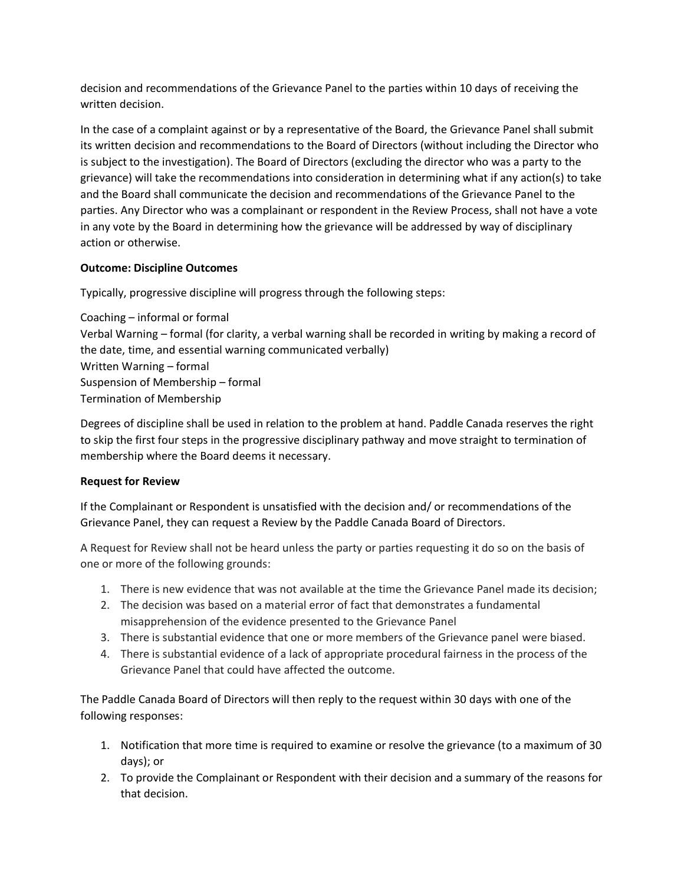decision and recommendations of the Grievance Panel to the parties within 10 days of receiving the written decision.

In the case of a complaint against or by a representative of the Board, the Grievance Panel shall submit its written decision and recommendations to the Board of Directors (without including the Director who is subject to the investigation). The Board of Directors (excluding the director who was a party to the grievance) will take the recommendations into consideration in determining what if any action(s) to take and the Board shall communicate the decision and recommendations of the Grievance Panel to the parties. Any Director who was a complainant or respondent in the Review Process, shall not have a vote in any vote by the Board in determining how the grievance will be addressed by way of disciplinary action or otherwise.

**Outcome: Discipline Outcomes**

Typically, progressive discipline will progress through the following steps:

Coaching – informal or formal
Verbal Warning – formal (for clarity, a verbal warning shall be recorded in writing by making a record of the date, time, and essential warning communicated verbally)
Written Warning – formal
Suspension of Membership – formal
Termination of Membership

Degrees of discipline shall be used in relation to the problem at hand. Paddle Canada reserves the right to skip the first four steps in the progressive disciplinary pathway and move straight to termination of membership where the Board deems it necessary.

**Request for Review**

If the Complainant or Respondent is unsatisfied with the decision and/ or recommendations of the Grievance Panel, they can request a Review by the Paddle Canada Board of Directors.

A Request for Review shall not be heard unless the party or parties requesting it do so on the basis of one or more of the following grounds:

1. There is new evidence that was not available at the time the Grievance Panel made its decision;
2. The decision was based on a material error of fact that demonstrates a fundamental misapprehension of the evidence presented to the Grievance Panel
3. There is substantial evidence that one or more members of the Grievance panel were biased.
4. There is substantial evidence of a lack of appropriate procedural fairness in the process of the Grievance Panel that could have affected the outcome.

The Paddle Canada Board of Directors will then reply to the request within 30 days with one of the following responses:

1. Notification that more time is required to examine or resolve the grievance (to a maximum of 30 days); or
2. To provide the Complainant or Respondent with their decision and a summary of the reasons for that decision.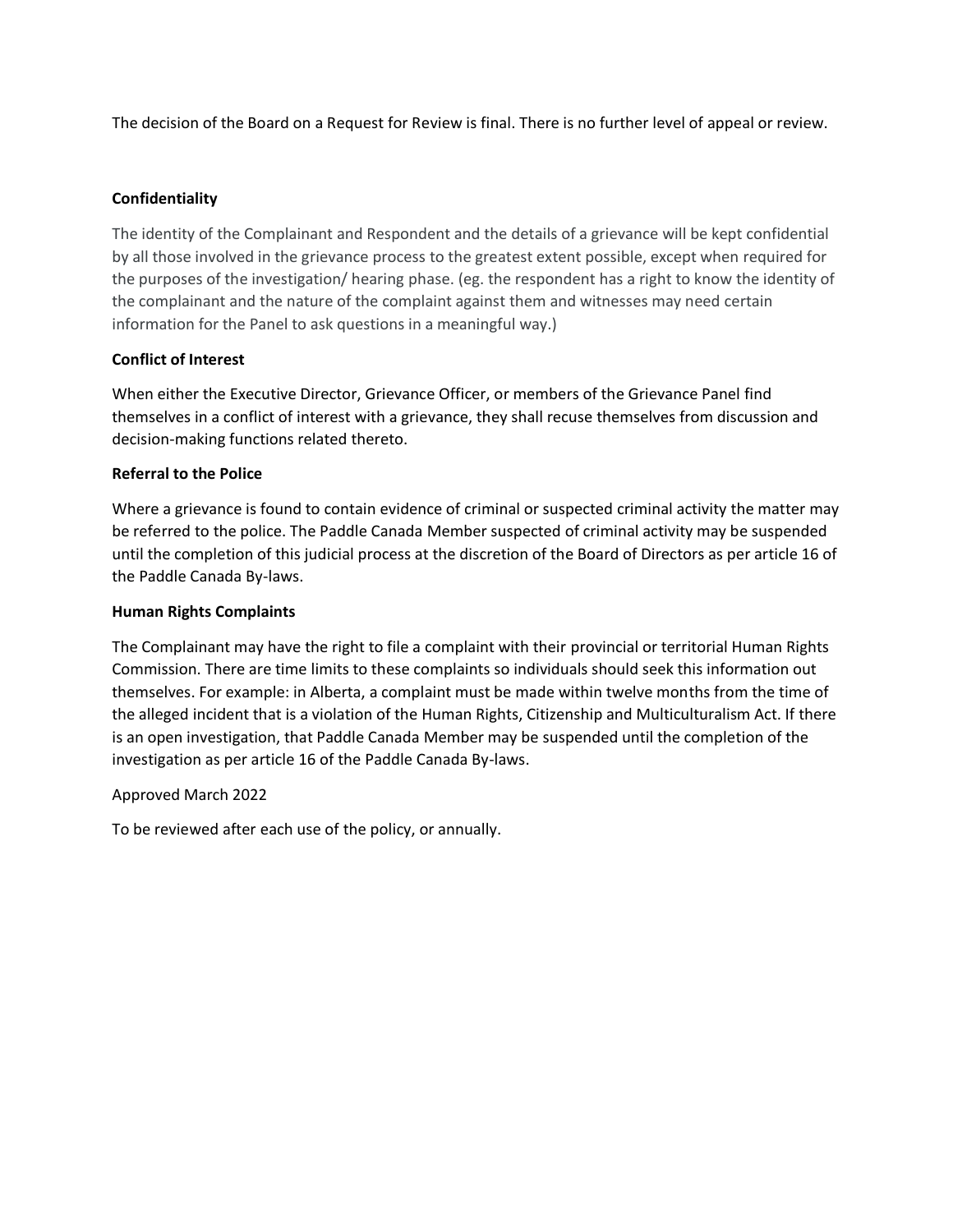The decision of the Board on a Request for Review is final. There is no further level of appeal or review.

**Confidentiality**

The identity of the Complainant and Respondent and the details of a grievance will be kept confidential by all those involved in the grievance process to the greatest extent possible, except when required for the purposes of the investigation/ hearing phase. (eg. the respondent has a right to know the identity of the complainant and the nature of the complaint against them and witnesses may need certain information for the Panel to ask questions in a meaningful way.)

**Conflict of Interest**

When either the Executive Director, Grievance Officer, or members of the Grievance Panel find themselves in a conflict of interest with a grievance, they shall recuse themselves from discussion and decision-making functions related thereto.

**Referral to the Police**

Where a grievance is found to contain evidence of criminal or suspected criminal activity the matter may be referred to the police. The Paddle Canada Member suspected of criminal activity may be suspended until the completion of this judicial process at the discretion of the Board of Directors as per article 16 of the Paddle Canada By-laws.

**Human Rights Complaints**

The Complainant may have the right to file a complaint with their provincial or territorial Human Rights Commission. There are time limits to these complaints so individuals should seek this information out themselves. For example: in Alberta, a complaint must be made within twelve months from the time of the alleged incident that is a violation of the Human Rights, Citizenship and Multiculturalism Act. If there is an open investigation, that Paddle Canada Member may be suspended until the completion of the investigation as per article 16 of the Paddle Canada By-laws.

Approved March 2022

To be reviewed after each use of the policy, or annually.